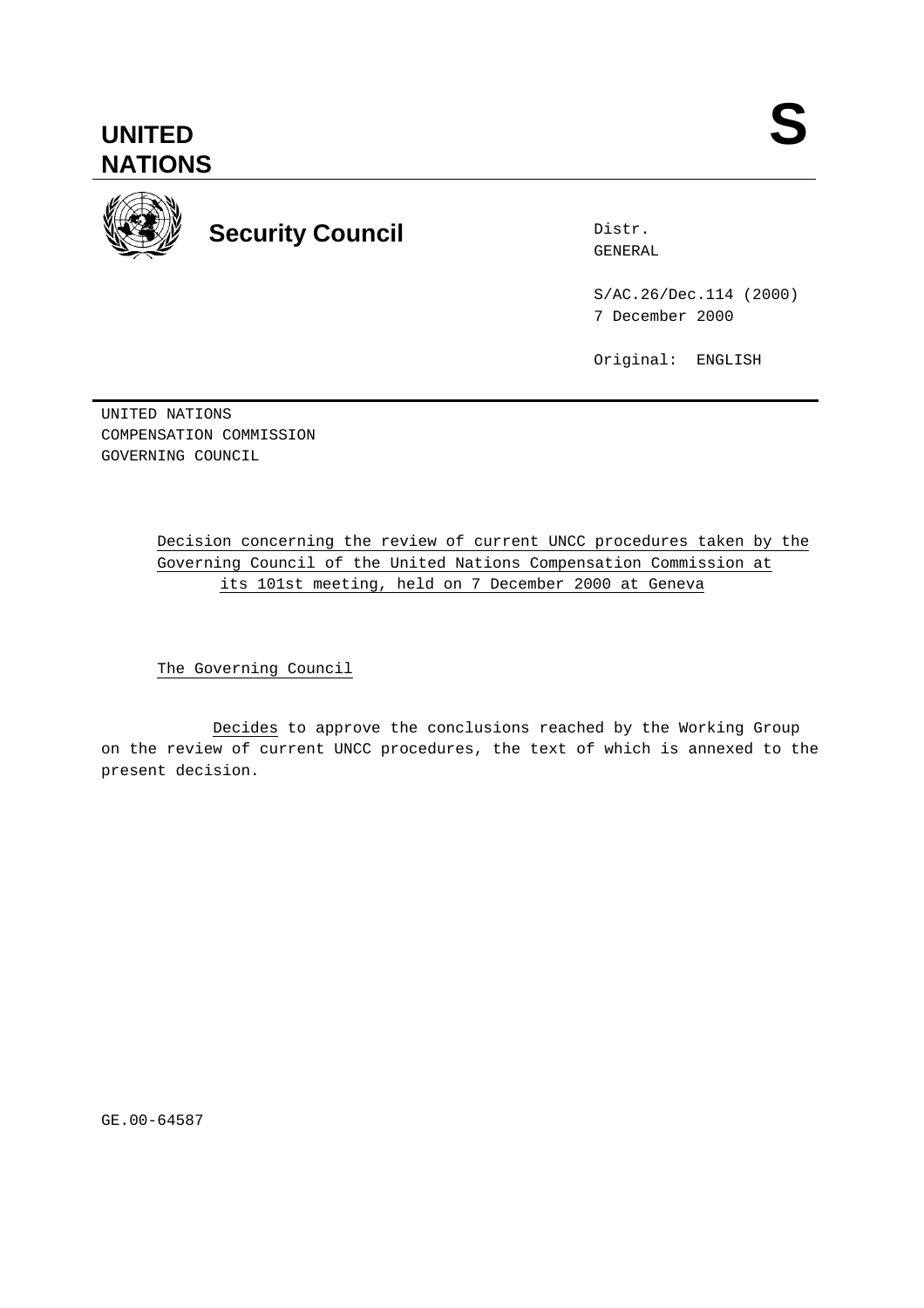**UNITED NATIONS**

**S**

**Security Council**

Distr.
GENERAL

S/AC.26/Dec.114 (2000)
7 December 2000

Original: ENGLISH

UNITED NATIONS
COMPENSATION COMMISSION
GOVERNING COUNCIL

Decision concerning the review of current UNCC procedures taken by the Governing Council of the United Nations Compensation Commission at its 101st meeting, held on 7 December 2000 at Geneva

The Governing Council

*Decides* to approve the conclusions reached by the Working Group on the review of current UNCC procedures, the text of which is annexed to the present decision.

GE.00-64587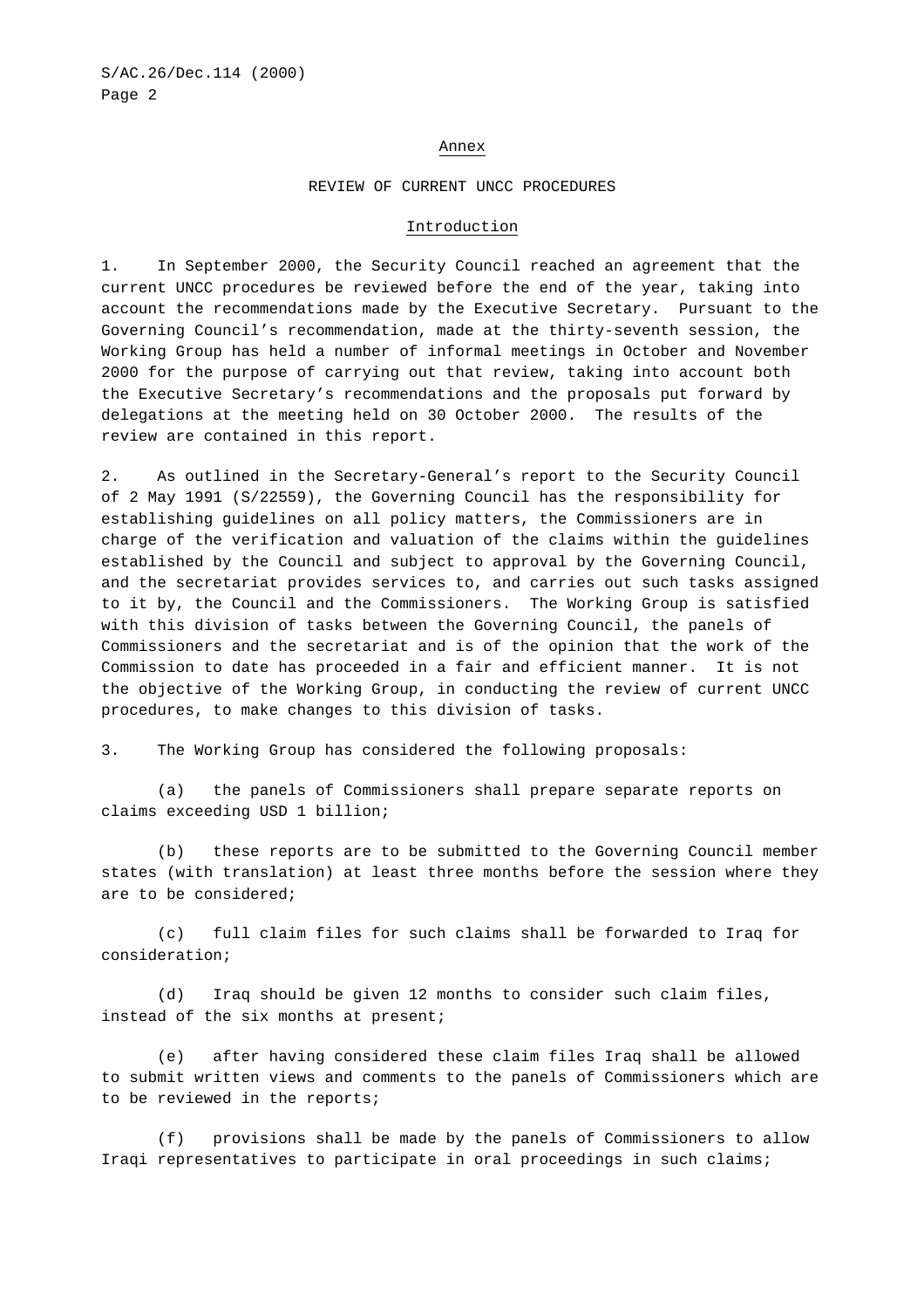## Annex

## REVIEW OF CURRENT UNCC PROCEDURES

### Introduction

1. In September 2000, the Security Council reached an agreement that the current UNCC procedures be reviewed before the end of the year, taking into account the recommendations made by the Executive Secretary. Pursuant to the Governing Council's recommendation, made at the thirty-seventh session, the Working Group has held a number of informal meetings in October and November 2000 for the purpose of carrying out that review, taking into account both the Executive Secretary's recommendations and the proposals put forward by delegations at the meeting held on 30 October 2000. The results of the review are contained in this report.

2. As outlined in the Secretary-General's report to the Security Council of 2 May 1991 (S/22559), the Governing Council has the responsibility for establishing guidelines on all policy matters, the Commissioners are in charge of the verification and valuation of the claims within the guidelines established by the Council and subject to approval by the Governing Council, and the secretariat provides services to, and carries out such tasks assigned to it by, the Council and the Commissioners. The Working Group is satisfied with this division of tasks between the Governing Council, the panels of Commissioners and the secretariat and is of the opinion that the work of the Commission to date has proceeded in a fair and efficient manner. It is not the objective of the Working Group, in conducting the review of current UNCC procedures, to make changes to this division of tasks.

3. The Working Group has considered the following proposals:

(a) the panels of Commissioners shall prepare separate reports on claims exceeding USD 1 billion;

(b) these reports are to be submitted to the Governing Council member states (with translation) at least three months before the session where they are to be considered;

(c) full claim files for such claims shall be forwarded to Iraq for consideration;

(d) Iraq should be given 12 months to consider such claim files, instead of the six months at present;

(e) after having considered these claim files Iraq shall be allowed to submit written views and comments to the panels of Commissioners which are to be reviewed in the reports;

(f) provisions shall be made by the panels of Commissioners to allow Iraqi representatives to participate in oral proceedings in such claims;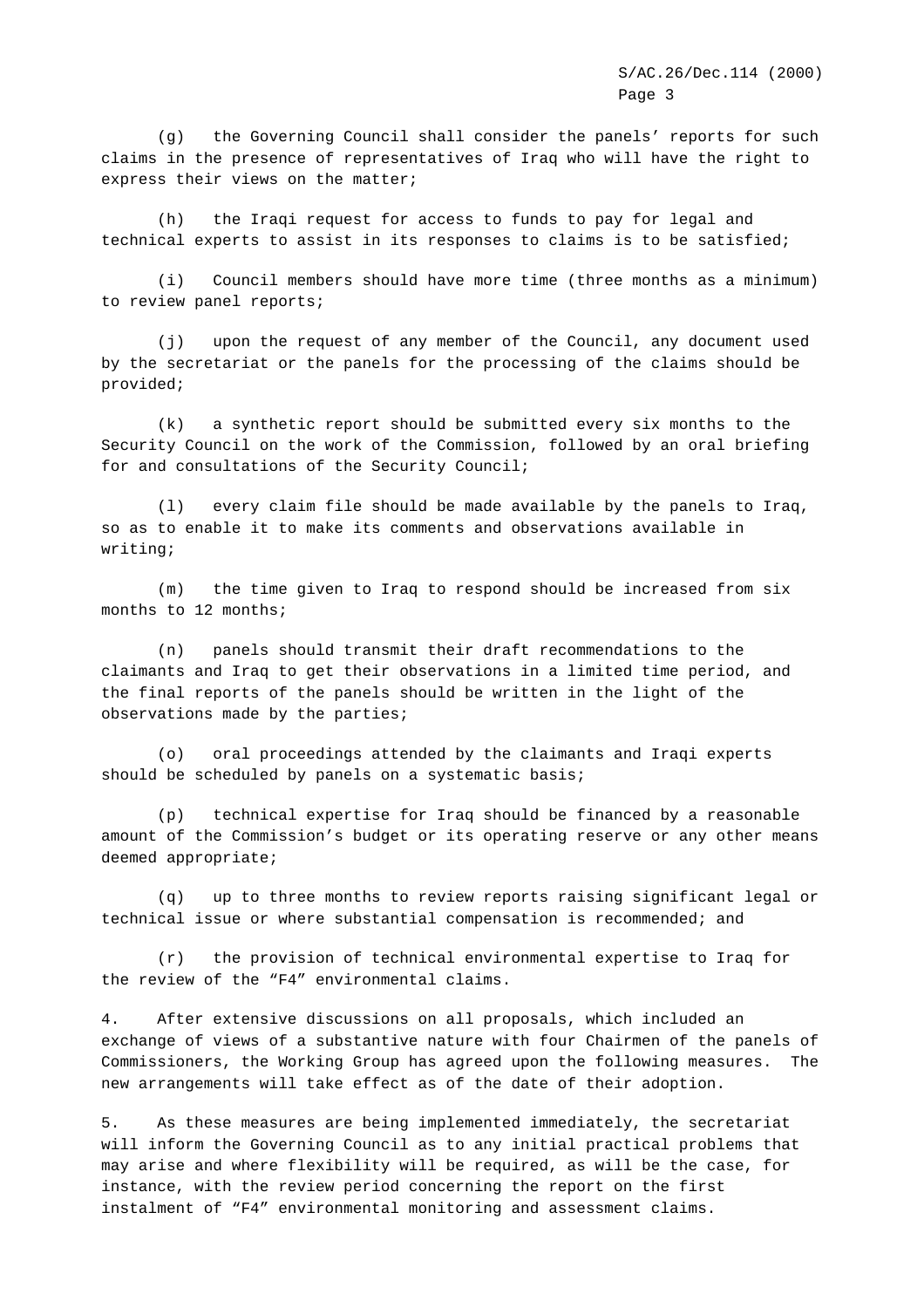(g) the Governing Council shall consider the panels’ reports for such claims in the presence of representatives of Iraq who will have the right to express their views on the matter;

(h) the Iraqi request for access to funds to pay for legal and technical experts to assist in its responses to claims is to be satisfied;

(i) Council members should have more time (three months as a minimum) to review panel reports;

(j) upon the request of any member of the Council, any document used by the secretariat or the panels for the processing of the claims should be provided;

(k) a synthetic report should be submitted every six months to the Security Council on the work of the Commission, followed by an oral briefing for and consultations of the Security Council;

(l) every claim file should be made available by the panels to Iraq, so as to enable it to make its comments and observations available in writing;

(m) the time given to Iraq to respond should be increased from six months to 12 months;

(n) panels should transmit their draft recommendations to the claimants and Iraq to get their observations in a limited time period, and the final reports of the panels should be written in the light of the observations made by the parties;

(o) oral proceedings attended by the claimants and Iraqi experts should be scheduled by panels on a systematic basis;

(p) technical expertise for Iraq should be financed by a reasonable amount of the Commission’s budget or its operating reserve or any other means deemed appropriate;

(q) up to three months to review reports raising significant legal or technical issue or where substantial compensation is recommended; and

(r) the provision of technical environmental expertise to Iraq for the review of the “F4” environmental claims.

4. After extensive discussions on all proposals, which included an exchange of views of a substantive nature with four Chairmen of the panels of Commissioners, the Working Group has agreed upon the following measures. The new arrangements will take effect as of the date of their adoption.

5. As these measures are being implemented immediately, the secretariat will inform the Governing Council as to any initial practical problems that may arise and where flexibility will be required, as will be the case, for instance, with the review period concerning the report on the first instalment of “F4” environmental monitoring and assessment claims.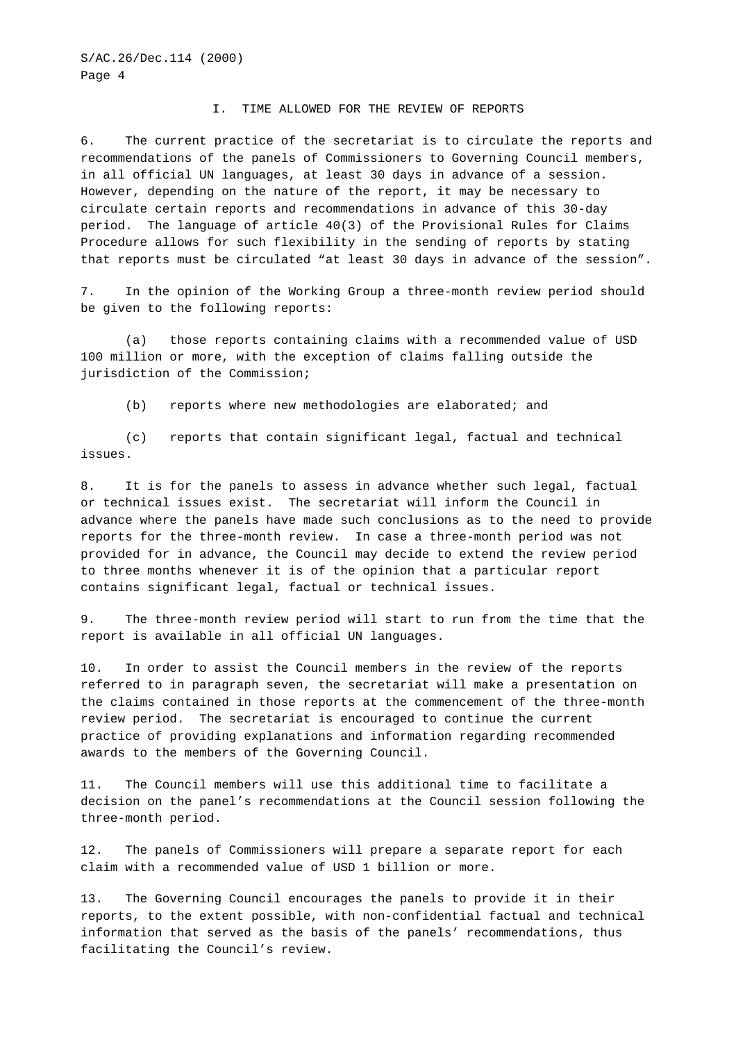## I. TIME ALLOWED FOR THE REVIEW OF REPORTS

6. The current practice of the secretariat is to circulate the reports and recommendations of the panels of Commissioners to Governing Council members, in all official UN languages, at least 30 days in advance of a session. However, depending on the nature of the report, it may be necessary to circulate certain reports and recommendations in advance of this 30-day period. The language of article 40(3) of the Provisional Rules for Claims Procedure allows for such flexibility in the sending of reports by stating that reports must be circulated "at least 30 days in advance of the session".

7. In the opinion of the Working Group a three-month review period should be given to the following reports:

(a) those reports containing claims with a recommended value of USD 100 million or more, with the exception of claims falling outside the jurisdiction of the Commission;

(b) reports where new methodologies are elaborated; and

(c) reports that contain significant legal, factual and technical issues.

8. It is for the panels to assess in advance whether such legal, factual or technical issues exist. The secretariat will inform the Council in advance where the panels have made such conclusions as to the need to provide reports for the three-month review. In case a three-month period was not provided for in advance, the Council may decide to extend the review period to three months whenever it is of the opinion that a particular report contains significant legal, factual or technical issues.

9. The three-month review period will start to run from the time that the report is available in all official UN languages.

10. In order to assist the Council members in the review of the reports referred to in paragraph seven, the secretariat will make a presentation on the claims contained in those reports at the commencement of the three-month review period. The secretariat is encouraged to continue the current practice of providing explanations and information regarding recommended awards to the members of the Governing Council.

11. The Council members will use this additional time to facilitate a decision on the panel's recommendations at the Council session following the three-month period.

12. The panels of Commissioners will prepare a separate report for each claim with a recommended value of USD 1 billion or more.

13. The Governing Council encourages the panels to provide it in their reports, to the extent possible, with non-confidential factual and technical information that served as the basis of the panels' recommendations, thus facilitating the Council's review.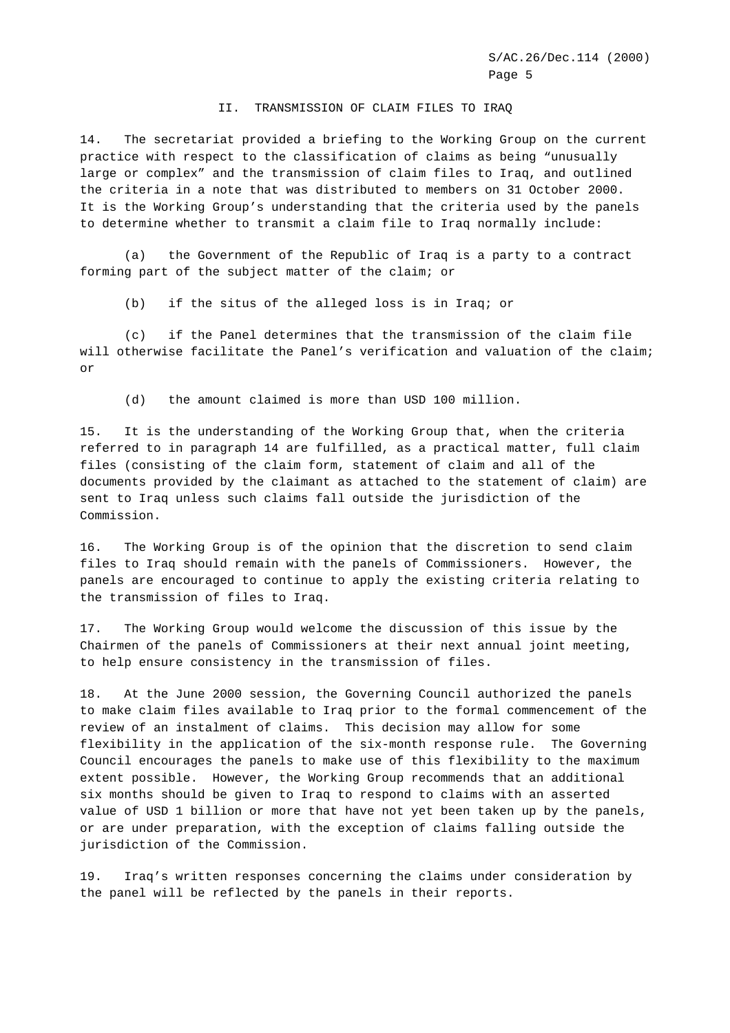## II. TRANSMISSION OF CLAIM FILES TO IRAQ

14. The secretariat provided a briefing to the Working Group on the current practice with respect to the classification of claims as being "unusually large or complex" and the transmission of claim files to Iraq, and outlined the criteria in a note that was distributed to members on 31 October 2000. It is the Working Group's understanding that the criteria used by the panels to determine whether to transmit a claim file to Iraq normally include:

(a) the Government of the Republic of Iraq is a party to a contract forming part of the subject matter of the claim; or

(b) if the situs of the alleged loss is in Iraq; or

(c) if the Panel determines that the transmission of the claim file will otherwise facilitate the Panel's verification and valuation of the claim; or

(d) the amount claimed is more than USD 100 million.

15. It is the understanding of the Working Group that, when the criteria referred to in paragraph 14 are fulfilled, as a practical matter, full claim files (consisting of the claim form, statement of claim and all of the documents provided by the claimant as attached to the statement of claim) are sent to Iraq unless such claims fall outside the jurisdiction of the Commission.

16. The Working Group is of the opinion that the discretion to send claim files to Iraq should remain with the panels of Commissioners. However, the panels are encouraged to continue to apply the existing criteria relating to the transmission of files to Iraq.

17. The Working Group would welcome the discussion of this issue by the Chairmen of the panels of Commissioners at their next annual joint meeting, to help ensure consistency in the transmission of files.

18. At the June 2000 session, the Governing Council authorized the panels to make claim files available to Iraq prior to the formal commencement of the review of an instalment of claims. This decision may allow for some flexibility in the application of the six-month response rule. The Governing Council encourages the panels to make use of this flexibility to the maximum extent possible. However, the Working Group recommends that an additional six months should be given to Iraq to respond to claims with an asserted value of USD 1 billion or more that have not yet been taken up by the panels, or are under preparation, with the exception of claims falling outside the jurisdiction of the Commission.

19. Iraq's written responses concerning the claims under consideration by the panel will be reflected by the panels in their reports.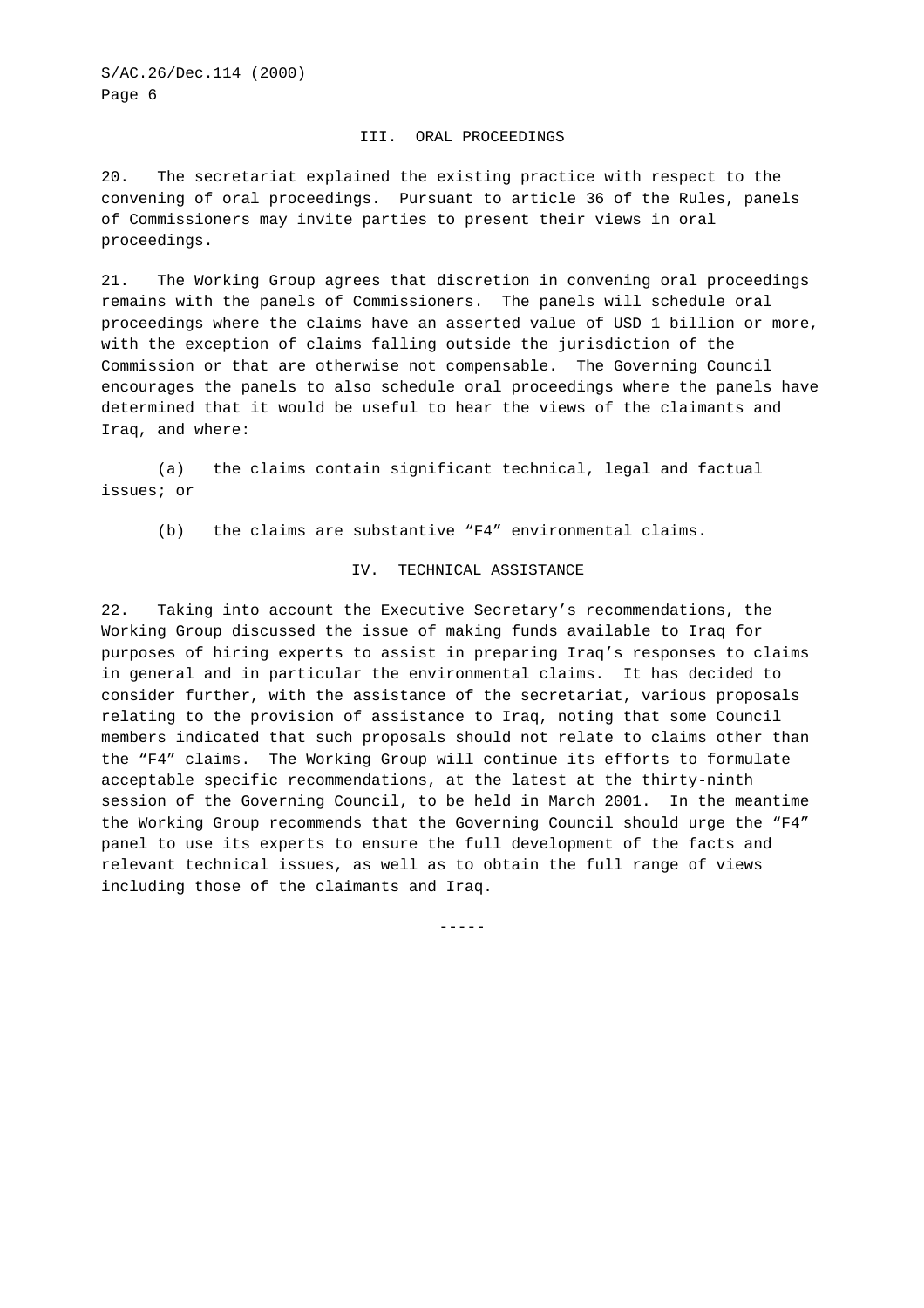## III. ORAL PROCEEDINGS

20. The secretariat explained the existing practice with respect to the convening of oral proceedings. Pursuant to article 36 of the Rules, panels of Commissioners may invite parties to present their views in oral proceedings.

21. The Working Group agrees that discretion in convening oral proceedings remains with the panels of Commissioners. The panels will schedule oral proceedings where the claims have an asserted value of USD 1 billion or more, with the exception of claims falling outside the jurisdiction of the Commission or that are otherwise not compensable. The Governing Council encourages the panels to also schedule oral proceedings where the panels have determined that it would be useful to hear the views of the claimants and Iraq, and where:

(a) the claims contain significant technical, legal and factual issues; or

(b) the claims are substantive "F4" environmental claims.

## IV. TECHNICAL ASSISTANCE

22. Taking into account the Executive Secretary's recommendations, the Working Group discussed the issue of making funds available to Iraq for purposes of hiring experts to assist in preparing Iraq's responses to claims in general and in particular the environmental claims. It has decided to consider further, with the assistance of the secretariat, various proposals relating to the provision of assistance to Iraq, noting that some Council members indicated that such proposals should not relate to claims other than the "F4" claims. The Working Group will continue its efforts to formulate acceptable specific recommendations, at the latest at the thirty-ninth session of the Governing Council, to be held in March 2001. In the meantime the Working Group recommends that the Governing Council should urge the "F4" panel to use its experts to ensure the full development of the facts and relevant technical issues, as well as to obtain the full range of views including those of the claimants and Iraq.

-----